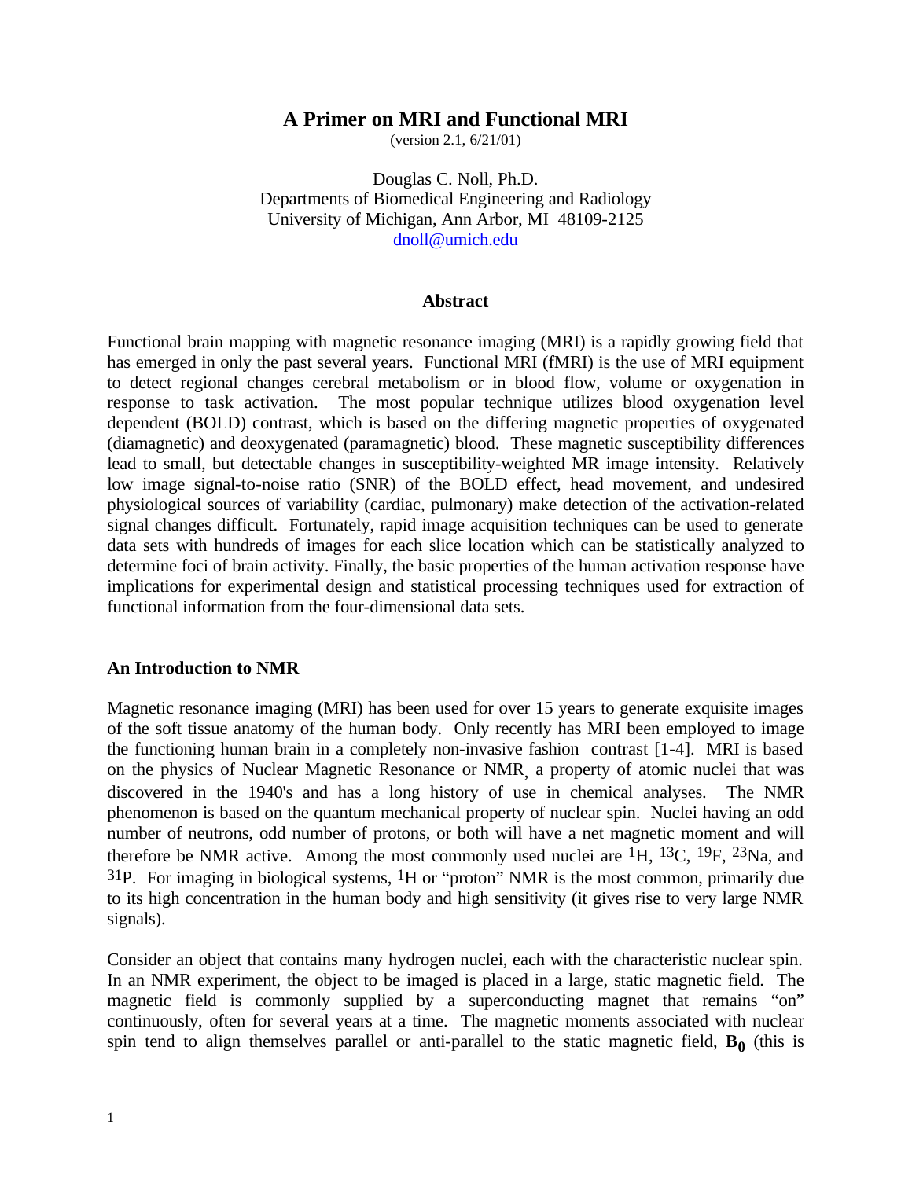# A Primer on MRI and Functional MRI

(version 2.1, 6/21/01)

Douglas C. Noll, Ph.D.
Departments of Biomedical Engineering and Radiology
University of Michigan, Ann Arbor, MI 48109-2125
dnoll@umich.edu

### Abstract

Functional brain mapping with magnetic resonance imaging (MRI) is a rapidly growing field that has emerged in only the past several years. Functional MRI (fMRI) is the use of MRI equipment to detect regional changes cerebral metabolism or in blood flow, volume or oxygenation in response to task activation. The most popular technique utilizes blood oxygenation level dependent (BOLD) contrast, which is based on the differing magnetic properties of oxygenated (diamagnetic) and deoxygenated (paramagnetic) blood. These magnetic susceptibility differences lead to small, but detectable changes in susceptibility-weighted MR image intensity. Relatively low image signal-to-noise ratio (SNR) of the BOLD effect, head movement, and undesired physiological sources of variability (cardiac, pulmonary) make detection of the activation-related signal changes difficult. Fortunately, rapid image acquisition techniques can be used to generate data sets with hundreds of images for each slice location which can be statistically analyzed to determine foci of brain activity. Finally, the basic properties of the human activation response have implications for experimental design and statistical processing techniques used for extraction of functional information from the four-dimensional data sets.

### An Introduction to NMR

Magnetic resonance imaging (MRI) has been used for over 15 years to generate exquisite images of the soft tissue anatomy of the human body. Only recently has MRI been employed to image the functioning human brain in a completely non-invasive fashion contrast [1-4]. MRI is based on the physics of Nuclear Magnetic Resonance or NMR, a property of atomic nuclei that was discovered in the 1940's and has a long history of use in chemical analyses. The NMR phenomenon is based on the quantum mechanical property of nuclear spin. Nuclei having an odd number of neutrons, odd number of protons, or both will have a net magnetic moment and will therefore be NMR active. Among the most commonly used nuclei are $^{1}H$, $^{13}C$, $^{19}F$, $^{23}Na$, and $^{31}P$. For imaging in biological systems, $^{1}H$ or "proton" NMR is the most common, primarily due to its high concentration in the human body and high sensitivity (it gives rise to very large NMR signals).

Consider an object that contains many hydrogen nuclei, each with the characteristic nuclear spin. In an NMR experiment, the object to be imaged is placed in a large, static magnetic field. The magnetic field is commonly supplied by a superconducting magnet that remains "on" continuously, often for several years at a time. The magnetic moments associated with nuclear spin tend to align themselves parallel or anti-parallel to the static magnetic field, $\mathbf{B_0}$ (this is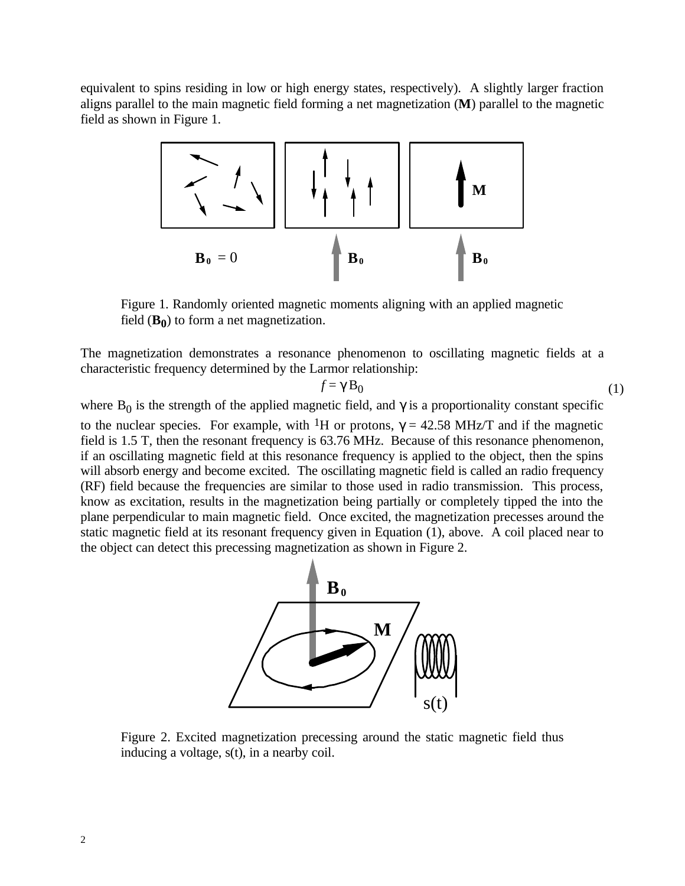equivalent to spins residing in low or high energy states, respectively). A slightly larger fraction aligns parallel to the main magnetic field forming a net magnetization (**M**) parallel to the magnetic field as shown in Figure 1.

$\mathbf{B_0}$ = 0

$\mathbf{B_0}$

$\mathbf{B_0}$

**M**

Figure 1. Randomly oriented magnetic moments aligning with an applied magnetic field ($\mathbf{B_0}$) to form a net magnetization.

The magnetization demonstrates a resonance phenomenon to oscillating magnetic fields at a characteristic frequency determined by the Larmor relationship:

$$f = \gamma B_0 \tag{1}$$

where $B_0$ is the strength of the applied magnetic field, and $\gamma$ is a proportionality constant specific to the nuclear species. For example, with $^1H$ or protons, $\gamma$ = 42.58 MHz/T and if the magnetic field is 1.5 T, then the resonant frequency is 63.76 MHz. Because of this resonance phenomenon, if an oscillating magnetic field at this resonance frequency is applied to the object, then the spins will absorb energy and become excited. The oscillating magnetic field is called an radio frequency (RF) field because the frequencies are similar to those used in radio transmission. This process, know as excitation, results in the magnetization being partially or completely tipped the into the plane perpendicular to main magnetic field. Once excited, the magnetization precesses around the static magnetic field at its resonant frequency given in Equation (1), above. A coil placed near to the object can detect this precessing magnetization as shown in Figure 2.

$\mathbf{B_0}$

**M**

s(t)

Figure 2. Excited magnetization precessing around the static magnetic field thus inducing a voltage, s(t), in a nearby coil.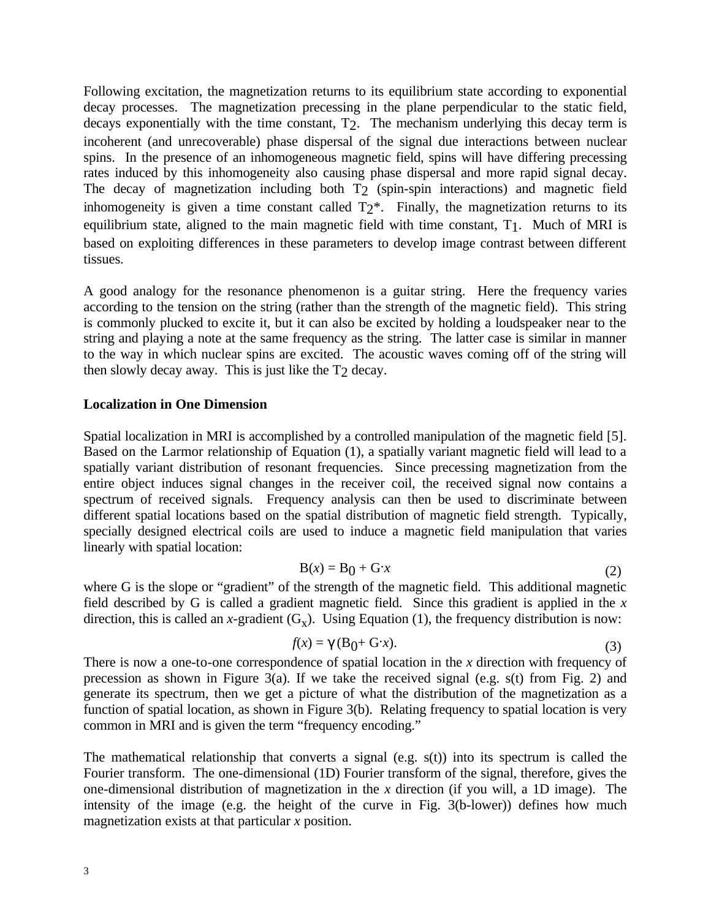Following excitation, the magnetization returns to its equilibrium state according to exponential decay processes. The magnetization precessing in the plane perpendicular to the static field, decays exponentially with the time constant, $T_2$. The mechanism underlying this decay term is incoherent (and unrecoverable) phase dispersal of the signal due interactions between nuclear spins. In the presence of an inhomogeneous magnetic field, spins will have differing precessing rates induced by this inhomogeneity also causing phase dispersal and more rapid signal decay. The decay of magnetization including both $T_2$ (spin-spin interactions) and magnetic field inhomogeneity is given a time constant called $T_2$*. Finally, the magnetization returns to its equilibrium state, aligned to the main magnetic field with time constant, $T_1$. Much of MRI is based on exploiting differences in these parameters to develop image contrast between different tissues.

A good analogy for the resonance phenomenon is a guitar string. Here the frequency varies according to the tension on the string (rather than the strength of the magnetic field). This string is commonly plucked to excite it, but it can also be excited by holding a loudspeaker near to the string and playing a note at the same frequency as the string. The latter case is similar in manner to the way in which nuclear spins are excited. The acoustic waves coming off of the string will then slowly decay away. This is just like the $T_2$ decay.

**Localization in One Dimension**

Spatial localization in MRI is accomplished by a controlled manipulation of the magnetic field [5]. Based on the Larmor relationship of Equation (1), a spatially variant magnetic field will lead to a spatially variant distribution of resonant frequencies. Since precessing magnetization from the entire object induces signal changes in the receiver coil, the received signal now contains a spectrum of received signals. Frequency analysis can then be used to discriminate between different spatial locations based on the spatial distribution of magnetic field strength. Typically, specially designed electrical coils are used to induce a magnetic field manipulation that varies linearly with spatial location:

$$B(x) = B_0 + G \cdot x \qquad (2)$$

where G is the slope or "gradient" of the strength of the magnetic field. This additional magnetic field described by G is called a gradient magnetic field. Since this gradient is applied in the *x* direction, this is called an *x*-gradient ($G_x$). Using Equation (1), the frequency distribution is now:

$$f(x) = \gamma (B_0 + G \cdot x). \qquad (3)$$

There is now a one-to-one correspondence of spatial location in the *x* direction with frequency of precession as shown in Figure 3(a). If we take the received signal (e.g. s(t) from Fig. 2) and generate its spectrum, then we get a picture of what the distribution of the magnetization as a function of spatial location, as shown in Figure 3(b). Relating frequency to spatial location is very common in MRI and is given the term "frequency encoding."

The mathematical relationship that converts a signal (e.g. s(t)) into its spectrum is called the Fourier transform. The one-dimensional (1D) Fourier transform of the signal, therefore, gives the one-dimensional distribution of magnetization in the *x* direction (if you will, a 1D image). The intensity of the image (e.g. the height of the curve in Fig. 3(b-lower)) defines how much magnetization exists at that particular *x* position.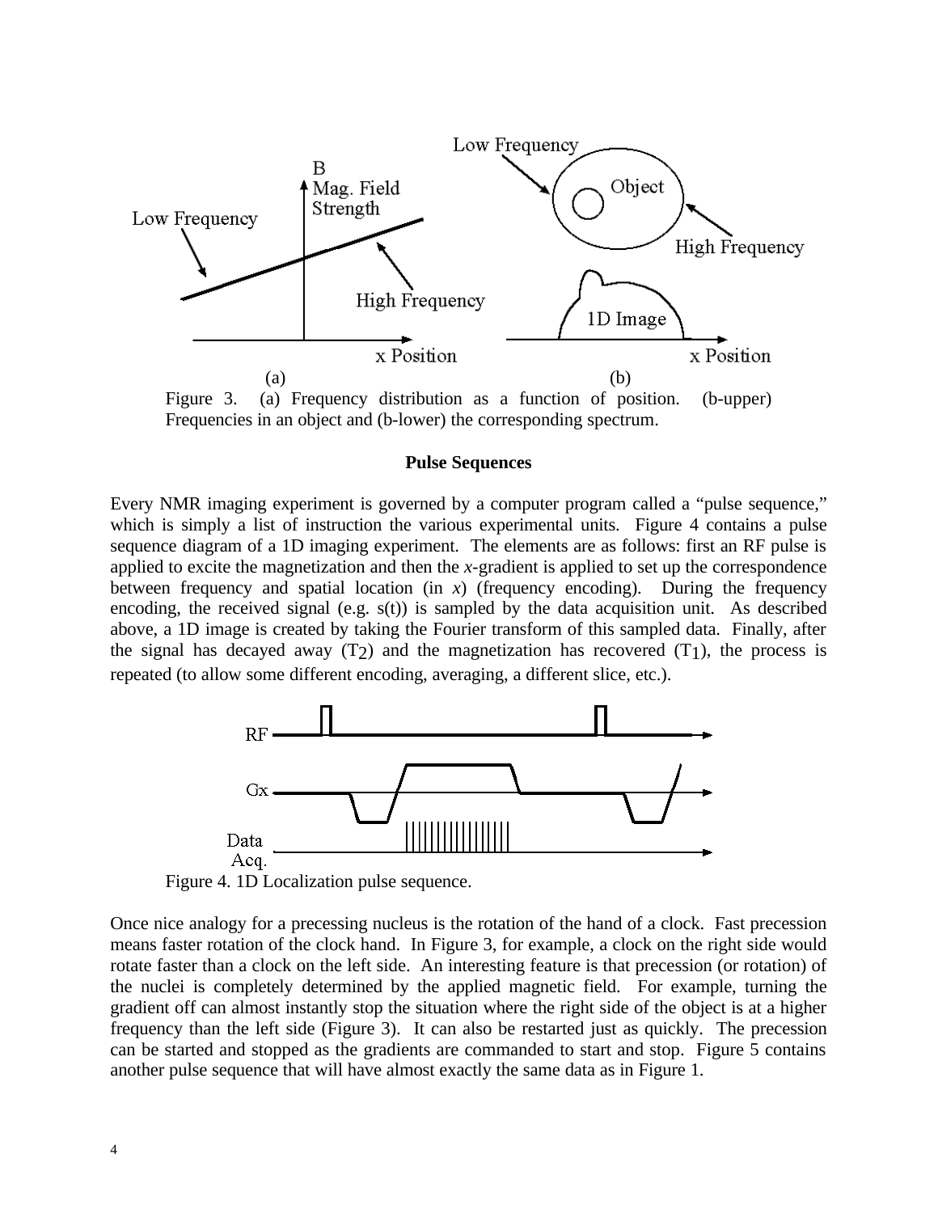B
Mag. Field
Strength
Low Frequency
High Frequency
x Position
(a)

Low Frequency
Object
High Frequency
1D Image
x Position
(b)

Figure 3. (a) Frequency distribution as a function of position. (b-upper) Frequencies in an object and (b-lower) the corresponding spectrum.

## Pulse Sequences

Every NMR imaging experiment is governed by a computer program called a "pulse sequence," which is simply a list of instruction the various experimental units. Figure 4 contains a pulse sequence diagram of a 1D imaging experiment. The elements are as follows: first an RF pulse is applied to excite the magnetization and then the *x*-gradient is applied to set up the correspondence between frequency and spatial location (in *x*) (frequency encoding). During the frequency encoding, the received signal (e.g. s(t)) is sampled by the data acquisition unit. As described above, a 1D image is created by taking the Fourier transform of this sampled data. Finally, after the signal has decayed away ($T_2$) and the magnetization has recovered ($T_1$), the process is repeated (to allow some different encoding, averaging, a different slice, etc.).

RF
Gx
Data
Acq.

Figure 4. 1D Localization pulse sequence.

Once nice analogy for a precessing nucleus is the rotation of the hand of a clock. Fast precession means faster rotation of the clock hand. In Figure 3, for example, a clock on the right side would rotate faster than a clock on the left side. An interesting feature is that precession (or rotation) of the nuclei is completely determined by the applied magnetic field. For example, turning the gradient off can almost instantly stop the situation where the right side of the object is at a higher frequency than the left side (Figure 3). It can also be restarted just as quickly. The precession can be started and stopped as the gradients are commanded to start and stop. Figure 5 contains another pulse sequence that will have almost exactly the same data as in Figure 1.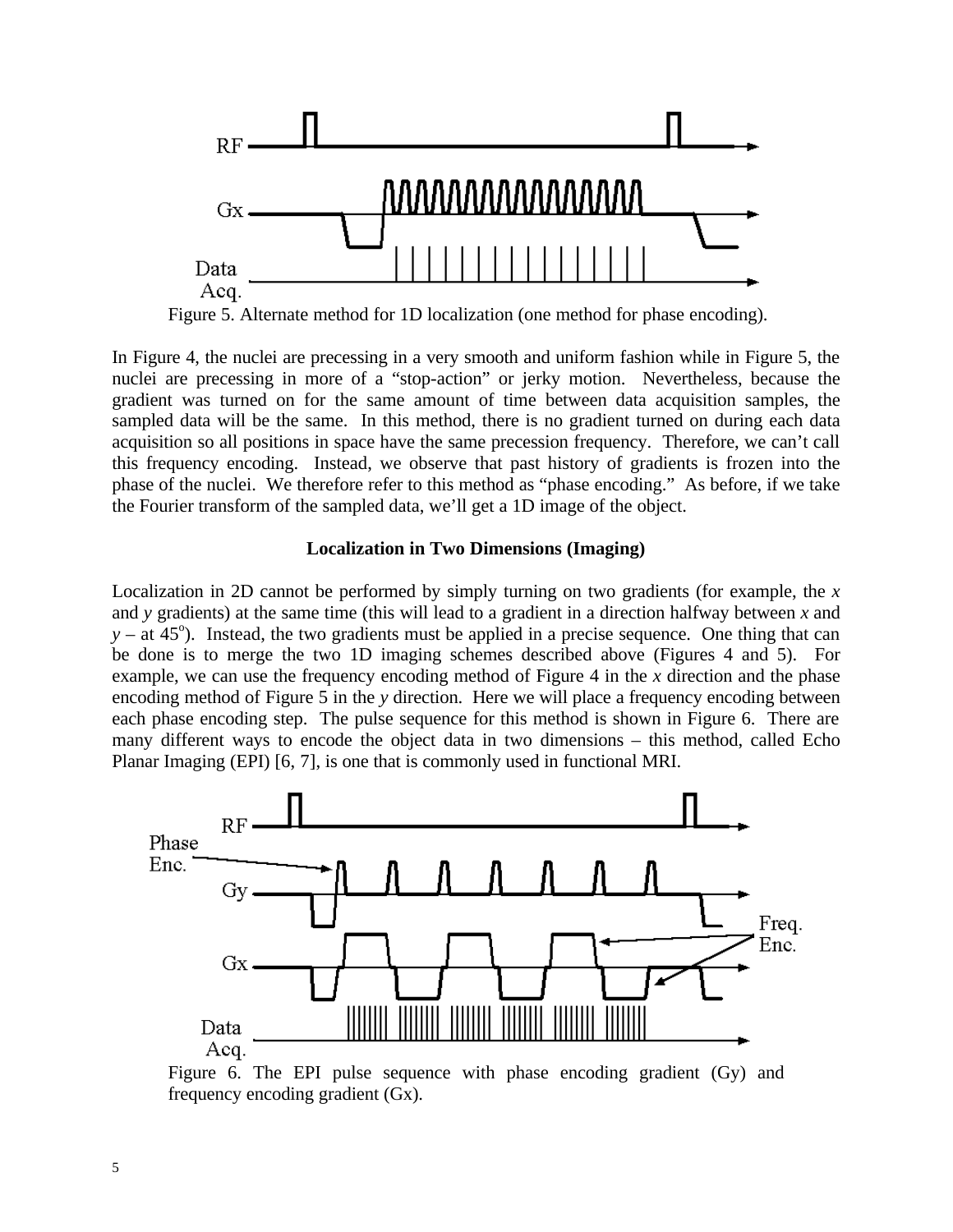RF

Gx

Data Acq.

Figure 5. Alternate method for 1D localization (one method for phase encoding).

In Figure 4, the nuclei are precessing in a very smooth and uniform fashion while in Figure 5, the nuclei are precessing in more of a "stop-action" or jerky motion. Nevertheless, because the gradient was turned on for the same amount of time between data acquisition samples, the sampled data will be the same. In this method, there is no gradient turned on during each data acquisition so all positions in space have the same precession frequency. Therefore, we can't call this frequency encoding. Instead, we observe that past history of gradients is frozen into the phase of the nuclei. We therefore refer to this method as "phase encoding." As before, if we take the Fourier transform of the sampled data, we'll get a 1D image of the object.

**Localization in Two Dimensions (Imaging)**

Localization in 2D cannot be performed by simply turning on two gradients (for example, the *x* and *y* gradients) at the same time (this will lead to a gradient in a direction halfway between *x* and *y* – at $45^o$). Instead, the two gradients must be applied in a precise sequence. One thing that can be done is to merge the two 1D imaging schemes described above (Figures 4 and 5). For example, we can use the frequency encoding method of Figure 4 in the *x* direction and the phase encoding method of Figure 5 in the *y* direction. Here we will place a frequency encoding between each phase encoding step. The pulse sequence for this method is shown in Figure 6. There are many different ways to encode the object data in two dimensions – this method, called Echo Planar Imaging (EPI) [6, 7], is one that is commonly used in functional MRI.

RF

Phase Enc.

Gy

Freq. Enc.

Gx

Data Acq.

Figure 6. The EPI pulse sequence with phase encoding gradient (Gy) and frequency encoding gradient (Gx).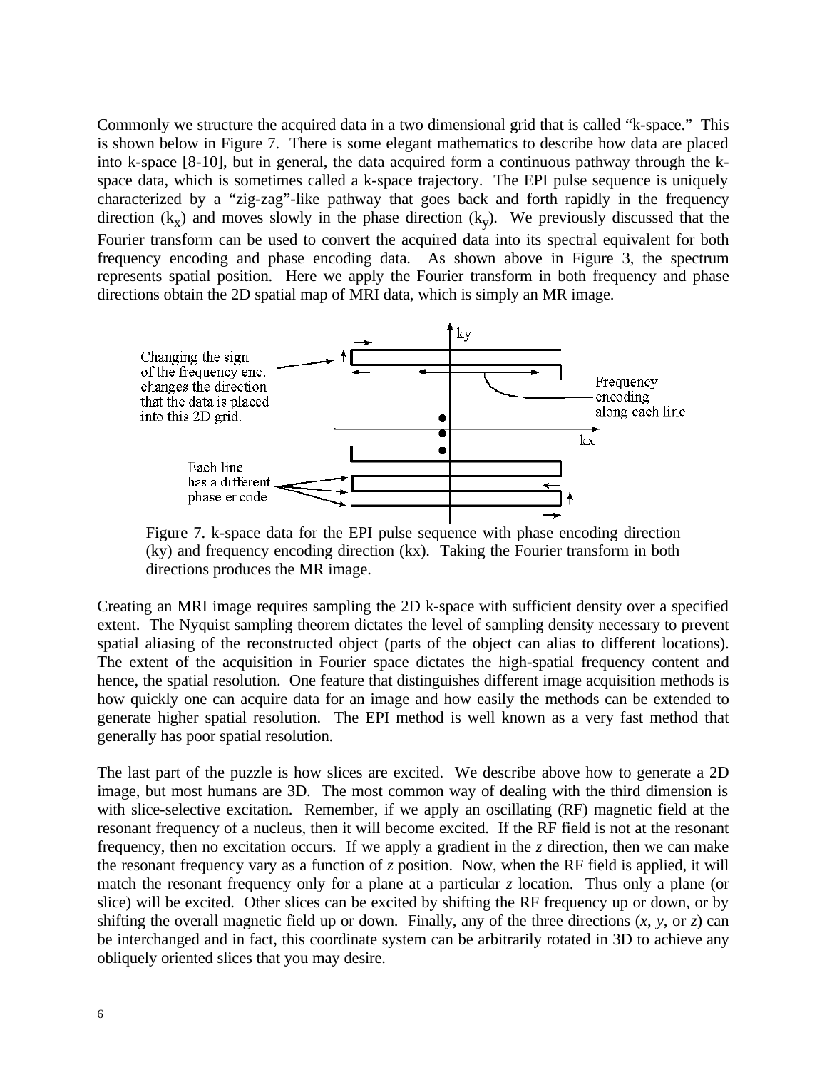Commonly we structure the acquired data in a two dimensional grid that is called "k-space." This is shown below in Figure 7. There is some elegant mathematics to describe how data are placed into k-space [8-10], but in general, the data acquired form a continuous pathway through the k-space data, which is sometimes called a k-space trajectory. The EPI pulse sequence is uniquely characterized by a "zig-zag"-like pathway that goes back and forth rapidly in the frequency direction ($k_x$) and moves slowly in the phase direction ($k_y$). We previously discussed that the Fourier transform can be used to convert the acquired data into its spectral equivalent for both frequency encoding and phase encoding data. As shown above in Figure 3, the spectrum represents spatial position. Here we apply the Fourier transform in both frequency and phase directions obtain the 2D spatial map of MRI data, which is simply an MR image.

ky

Changing the sign of the frequency enc. changes the direction that the data is placed into this 2D grid.

Frequency encoding along each line

kx

Each line has a different phase encode

Figure 7. k-space data for the EPI pulse sequence with phase encoding direction (ky) and frequency encoding direction (kx). Taking the Fourier transform in both directions produces the MR image.

Creating an MRI image requires sampling the 2D k-space with sufficient density over a specified extent. The Nyquist sampling theorem dictates the level of sampling density necessary to prevent spatial aliasing of the reconstructed object (parts of the object can alias to different locations). The extent of the acquisition in Fourier space dictates the high-spatial frequency content and hence, the spatial resolution. One feature that distinguishes different image acquisition methods is how quickly one can acquire data for an image and how easily the methods can be extended to generate higher spatial resolution. The EPI method is well known as a very fast method that generally has poor spatial resolution.

The last part of the puzzle is how slices are excited. We describe above how to generate a 2D image, but most humans are 3D. The most common way of dealing with the third dimension is with slice-selective excitation. Remember, if we apply an oscillating (RF) magnetic field at the resonant frequency of a nucleus, then it will become excited. If the RF field is not at the resonant frequency, then no excitation occurs. If we apply a gradient in the $z$ direction, then we can make the resonant frequency vary as a function of $z$ position. Now, when the RF field is applied, it will match the resonant frequency only for a plane at a particular $z$ location. Thus only a plane (or slice) will be excited. Other slices can be excited by shifting the RF frequency up or down, or by shifting the overall magnetic field up or down. Finally, any of the three directions ($x$, $y$, or $z$) can be interchanged and in fact, this coordinate system can be arbitrarily rotated in 3D to achieve any obliquely oriented slices that you may desire.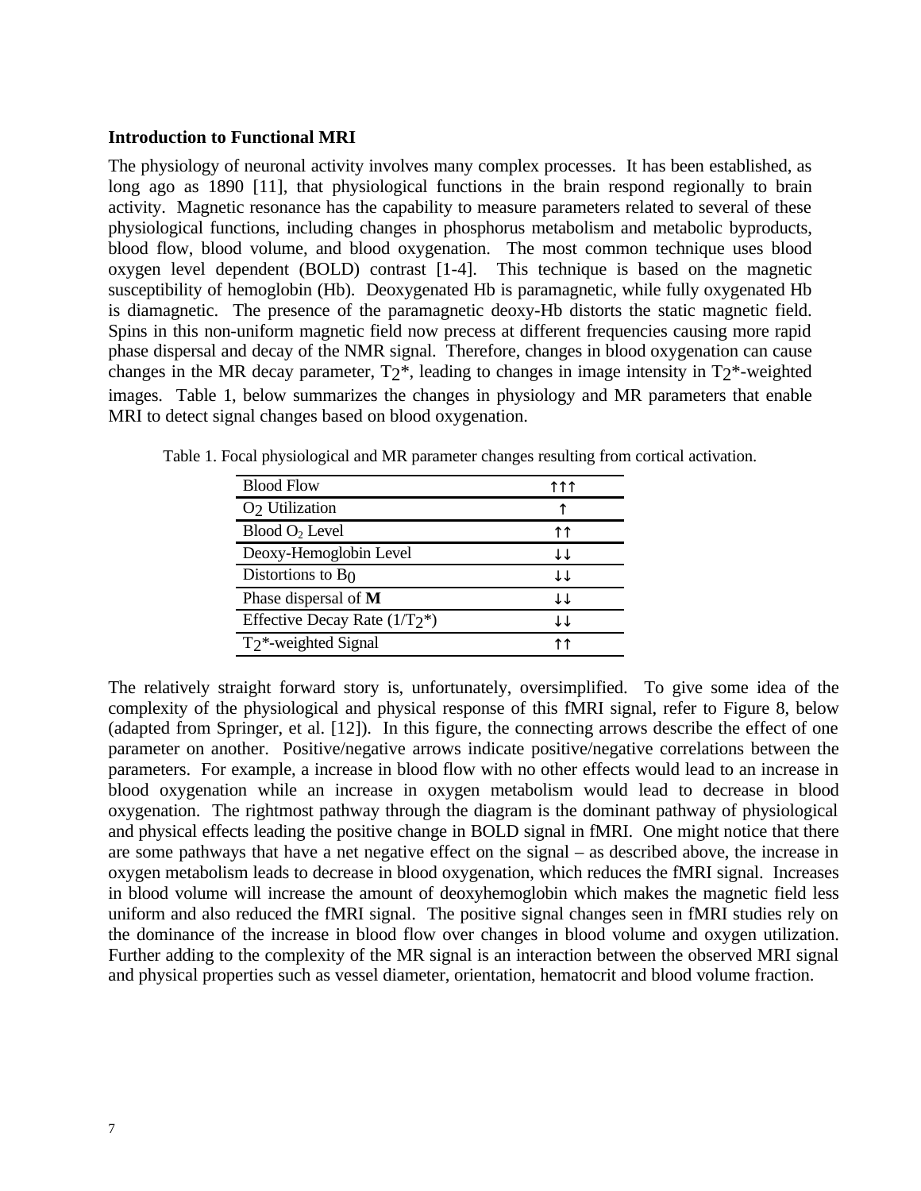### Introduction to Functional MRI

The physiology of neuronal activity involves many complex processes. It has been established, as long ago as 1890 [11], that physiological functions in the brain respond regionally to brain activity. Magnetic resonance has the capability to measure parameters related to several of these physiological functions, including changes in phosphorus metabolism and metabolic byproducts, blood flow, blood volume, and blood oxygenation. The most common technique uses blood oxygen level dependent (BOLD) contrast [1-4]. This technique is based on the magnetic susceptibility of hemoglobin (Hb). Deoxygenated Hb is paramagnetic, while fully oxygenated Hb is diamagnetic. The presence of the paramagnetic deoxy-Hb distorts the static magnetic field. Spins in this non-uniform magnetic field now precess at different frequencies causing more rapid phase dispersal and decay of the NMR signal. Therefore, changes in blood oxygenation can cause changes in the MR decay parameter, $T_2^*$, leading to changes in image intensity in $T_2^*$-weighted images. Table 1, below summarizes the changes in physiology and MR parameters that enable MRI to detect signal changes based on blood oxygenation.

Table 1. Focal physiological and MR parameter changes resulting from cortical activation.

| | |
|---|---|
| Blood Flow | ↑↑↑ |
| $O_2$ Utilization | ↑ |
| Blood $O_2$ Level | ↑↑ |
| Deoxy-Hemoglobin Level | ↓↓ |
| Distortions to $B_0$ | ↓↓ |
| Phase dispersal of **M** | ↓↓ |
| Effective Decay Rate ($1/T_2^*$) | ↓↓ |
| $T_2^*$-weighted Signal | ↑↑ |

The relatively straight forward story is, unfortunately, oversimplified. To give some idea of the complexity of the physiological and physical response of this fMRI signal, refer to Figure 8, below (adapted from Springer, et al. [12]). In this figure, the connecting arrows describe the effect of one parameter on another. Positive/negative arrows indicate positive/negative correlations between the parameters. For example, a increase in blood flow with no other effects would lead to an increase in blood oxygenation while an increase in oxygen metabolism would lead to decrease in blood oxygenation. The rightmost pathway through the diagram is the dominant pathway of physiological and physical effects leading the positive change in BOLD signal in fMRI. One might notice that there are some pathways that have a net negative effect on the signal – as described above, the increase in oxygen metabolism leads to decrease in blood oxygenation, which reduces the fMRI signal. Increases in blood volume will increase the amount of deoxyhemoglobin which makes the magnetic field less uniform and also reduced the fMRI signal. The positive signal changes seen in fMRI studies rely on the dominance of the increase in blood flow over changes in blood volume and oxygen utilization. Further adding to the complexity of the MR signal is an interaction between the observed MRI signal and physical properties such as vessel diameter, orientation, hematocrit and blood volume fraction.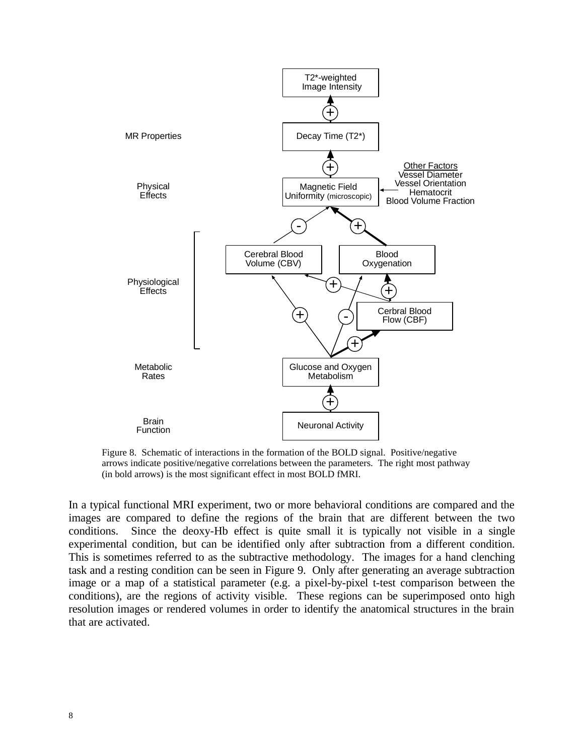T2*-weighted Image Intensity

+

MR Properties

Decay Time (T2*)

+

Physical Effects

Magnetic Field Uniformity (microscopic)

Other Factors
Vessel Diameter
Vessel Orientation
Hematocrit
Blood Volume Fraction

-

+

Physiological Effects

Cerebral Blood Volume (CBV)

Blood Oxygenation

+

+

Cerbral Blood Flow (CBF)

+

-

+

Metabolic Rates

Glucose and Oxygen Metabolism

+

Brain Function

Neuronal Activity

Figure 8. Schematic of interactions in the formation of the BOLD signal. Positive/negative arrows indicate positive/negative correlations between the parameters. The right most pathway (in bold arrows) is the most significant effect in most BOLD fMRI.

In a typical functional MRI experiment, two or more behavioral conditions are compared and the images are compared to define the regions of the brain that are different between the two conditions. Since the deoxy-Hb effect is quite small it is typically not visible in a single experimental condition, but can be identified only after subtraction from a different condition. This is sometimes referred to as the subtractive methodology. The images for a hand clenching task and a resting condition can be seen in Figure 9. Only after generating an average subtraction image or a map of a statistical parameter (e.g. a pixel-by-pixel t-test comparison between the conditions), are the regions of activity visible. These regions can be superimposed onto high resolution images or rendered volumes in order to identify the anatomical structures in the brain that are activated.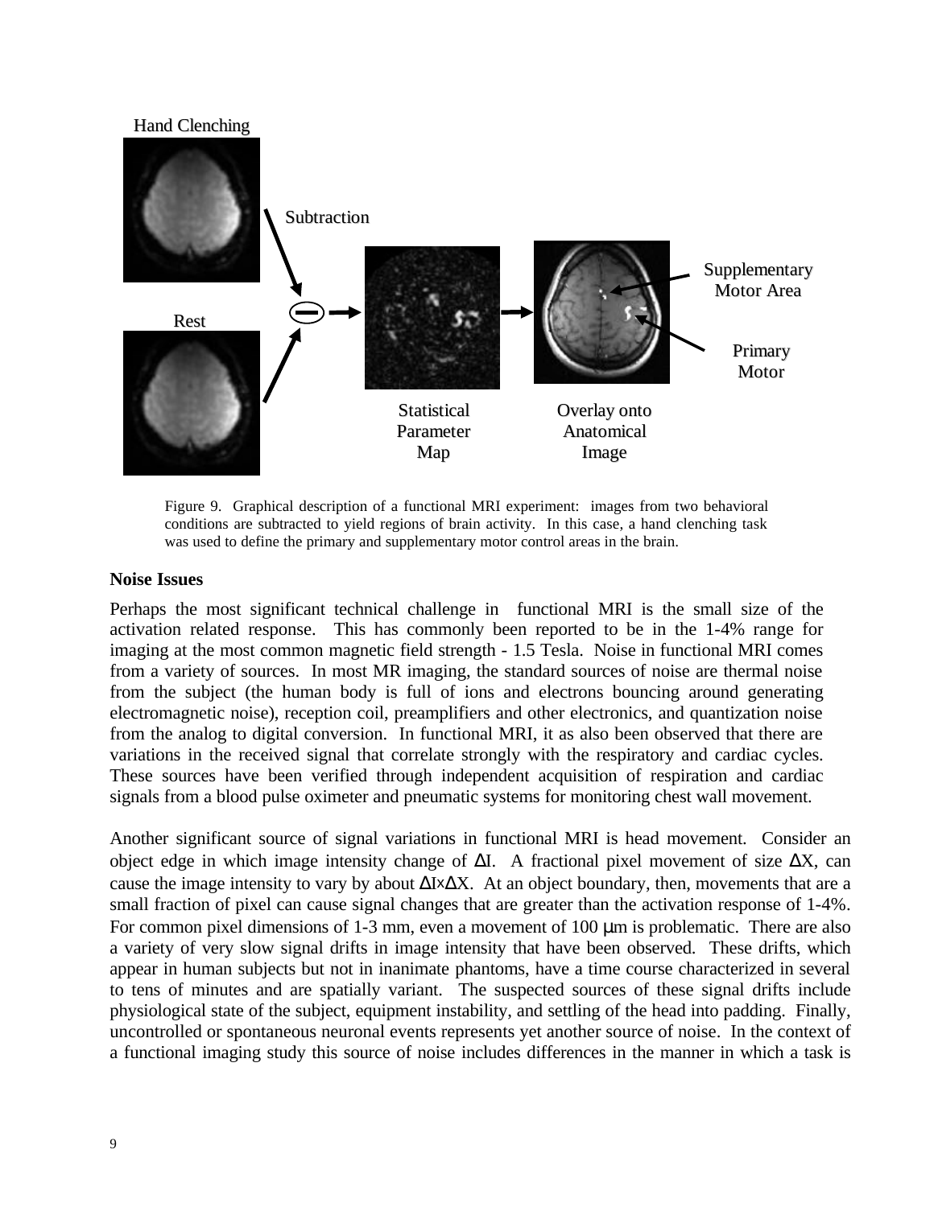Hand Clenching

Subtraction

Rest

Statistical Parameter Map

Overlay onto Anatomical Image

Supplementary Motor Area

Primary Motor

Figure 9. Graphical description of a functional MRI experiment: images from two behavioral conditions are subtracted to yield regions of brain activity. In this case, a hand clenching task was used to define the primary and supplementary motor control areas in the brain.

**Noise Issues**

Perhaps the most significant technical challenge in functional MRI is the small size of the activation related response. This has commonly been reported to be in the 1-4% range for imaging at the most common magnetic field strength - 1.5 Tesla. Noise in functional MRI comes from a variety of sources. In most MR imaging, the standard sources of noise are thermal noise from the subject (the human body is full of ions and electrons bouncing around generating electromagnetic noise), reception coil, preamplifiers and other electronics, and quantization noise from the analog to digital conversion. In functional MRI, it as also been observed that there are variations in the received signal that correlate strongly with the respiratory and cardiac cycles. These sources have been verified through independent acquisition of respiration and cardiac signals from a blood pulse oximeter and pneumatic systems for monitoring chest wall movement.

Another significant source of signal variations in functional MRI is head movement. Consider an object edge in which image intensity change of $\Delta I$. A fractional pixel movement of size $\Delta X$, can cause the image intensity to vary by about $\Delta I \times \Delta X$. At an object boundary, then, movements that are a small fraction of pixel can cause signal changes that are greater than the activation response of 1-4%. For common pixel dimensions of 1-3 mm, even a movement of 100 $\mu$m is problematic. There are also a variety of very slow signal drifts in image intensity that have been observed. These drifts, which appear in human subjects but not in inanimate phantoms, have a time course characterized in several to tens of minutes and are spatially variant. The suspected sources of these signal drifts include physiological state of the subject, equipment instability, and settling of the head into padding. Finally, uncontrolled or spontaneous neuronal events represents yet another source of noise. In the context of a functional imaging study this source of noise includes differences in the manner in which a task is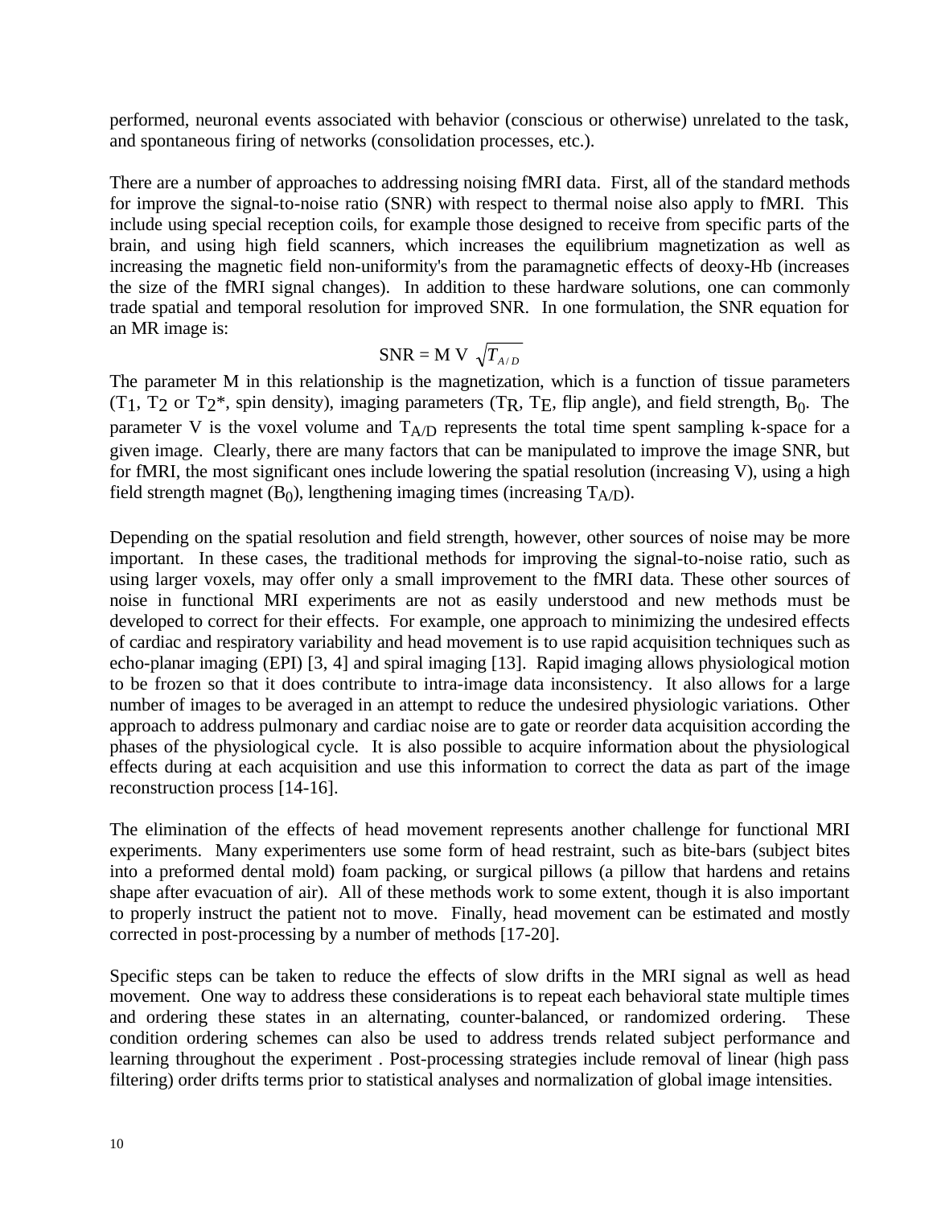performed, neuronal events associated with behavior (conscious or otherwise) unrelated to the task, and spontaneous firing of networks (consolidation processes, etc.).

There are a number of approaches to addressing noising fMRI data. First, all of the standard methods for improve the signal-to-noise ratio (SNR) with respect to thermal noise also apply to fMRI. This include using special reception coils, for example those designed to receive from specific parts of the brain, and using high field scanners, which increases the equilibrium magnetization as well as increasing the magnetic field non-uniformity's from the paramagnetic effects of deoxy-Hb (increases the size of the fMRI signal changes). In addition to these hardware solutions, one can commonly trade spatial and temporal resolution for improved SNR. In one formulation, the SNR equation for an MR image is:

$$\text{SNR} = \text{M V} \sqrt{T_{A/D}}$$

The parameter M in this relationship is the magnetization, which is a function of tissue parameters ($T_1$, $T_2$ or $T_2$*, spin density), imaging parameters ($T_R$, $T_E$, flip angle), and field strength, $B_0$. The parameter V is the voxel volume and $T_{A/D}$ represents the total time spent sampling k-space for a given image. Clearly, there are many factors that can be manipulated to improve the image SNR, but for fMRI, the most significant ones include lowering the spatial resolution (increasing V), using a high field strength magnet ($B_0$), lengthening imaging times (increasing $T_{A/D}$).

Depending on the spatial resolution and field strength, however, other sources of noise may be more important. In these cases, the traditional methods for improving the signal-to-noise ratio, such as using larger voxels, may offer only a small improvement to the fMRI data. These other sources of noise in functional MRI experiments are not as easily understood and new methods must be developed to correct for their effects. For example, one approach to minimizing the undesired effects of cardiac and respiratory variability and head movement is to use rapid acquisition techniques such as echo-planar imaging (EPI) [3, 4] and spiral imaging [13]. Rapid imaging allows physiological motion to be frozen so that it does contribute to intra-image data inconsistency. It also allows for a large number of images to be averaged in an attempt to reduce the undesired physiologic variations. Other approach to address pulmonary and cardiac noise are to gate or reorder data acquisition according the phases of the physiological cycle. It is also possible to acquire information about the physiological effects during at each acquisition and use this information to correct the data as part of the image reconstruction process [14-16].

The elimination of the effects of head movement represents another challenge for functional MRI experiments. Many experimenters use some form of head restraint, such as bite-bars (subject bites into a preformed dental mold) foam packing, or surgical pillows (a pillow that hardens and retains shape after evacuation of air). All of these methods work to some extent, though it is also important to properly instruct the patient not to move. Finally, head movement can be estimated and mostly corrected in post-processing by a number of methods [17-20].

Specific steps can be taken to reduce the effects of slow drifts in the MRI signal as well as head movement. One way to address these considerations is to repeat each behavioral state multiple times and ordering these states in an alternating, counter-balanced, or randomized ordering. These condition ordering schemes can also be used to address trends related subject performance and learning throughout the experiment . Post-processing strategies include removal of linear (high pass filtering) order drifts terms prior to statistical analyses and normalization of global image intensities.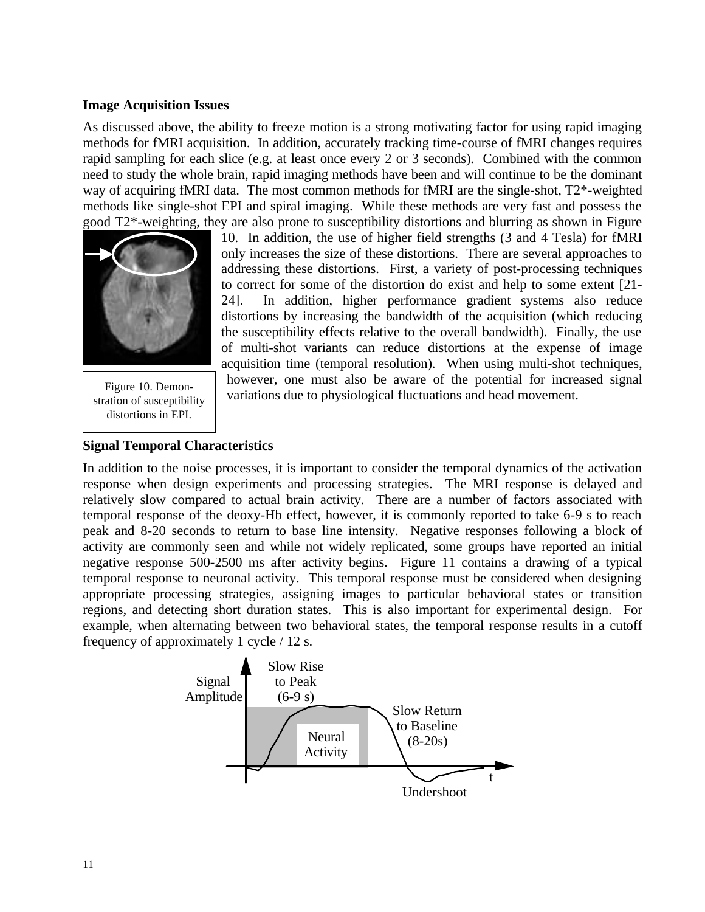**Image Acquisition Issues**

As discussed above, the ability to freeze motion is a strong motivating factor for using rapid imaging methods for fMRI acquisition. In addition, accurately tracking time-course of fMRI changes requires rapid sampling for each slice (e.g. at least once every 2 or 3 seconds). Combined with the common need to study the whole brain, rapid imaging methods have been and will continue to be the dominant way of acquiring fMRI data. The most common methods for fMRI are the single-shot, T2*-weighted methods like single-shot EPI and spiral imaging. While these methods are very fast and possess the good T2*-weighting, they are also prone to susceptibility distortions and blurring as shown in Figure 10. In addition, the use of higher field strengths (3 and 4 Tesla) for fMRI only increases the size of these distortions. There are several approaches to addressing these distortions. First, a variety of post-processing techniques to correct for some of the distortion do exist and help to some extent [21-24]. In addition, higher performance gradient systems also reduce distortions by increasing the bandwidth of the acquisition (which reducing the susceptibility effects relative to the overall bandwidth). Finally, the use of multi-shot variants can reduce distortions at the expense of image acquisition time (temporal resolution). When using multi-shot techniques, however, one must also be aware of the potential for increased signal variations due to physiological fluctuations and head movement.

Figure 10. Demonstration of susceptibility distortions in EPI.

**Signal Temporal Characteristics**

In addition to the noise processes, it is important to consider the temporal dynamics of the activation response when design experiments and processing strategies. The MRI response is delayed and relatively slow compared to actual brain activity. There are a number of factors associated with temporal response of the deoxy-Hb effect, however, it is commonly reported to take 6-9 s to reach peak and 8-20 seconds to return to base line intensity. Negative responses following a block of activity are commonly seen and while not widely replicated, some groups have reported an initial negative response 500-2500 ms after activity begins. Figure 11 contains a drawing of a typical temporal response to neuronal activity. This temporal response must be considered when designing appropriate processing strategies, assigning images to particular behavioral states or transition regions, and detecting short duration states. This is also important for experimental design. For example, when alternating between two behavioral states, the temporal response results in a cutoff frequency of approximately 1 cycle / 12 s.

Signal Amplitude

Slow Rise to Peak (6-9 s)

Neural Activity

Slow Return to Baseline (8-20s)

t

Undershoot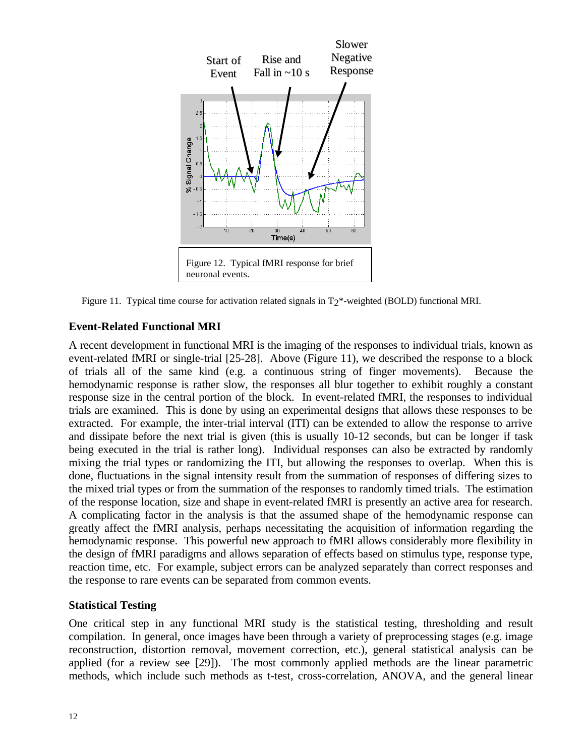Start of Event

Rise and Fall in ~10 s

Slower Negative Response

3
2.5
2
1.5
1
0.5
0
-0.5
-1
-1.5
-2

% Signal Change

10 20 30 40 50 60

Time(s)

Figure 12. Typical fMRI response for brief neuronal events.

Figure 11. Typical time course for activation related signals in $T_2$*-weighted (BOLD) functional MRI.

### Event-Related Functional MRI

A recent development in functional MRI is the imaging of the responses to individual trials, known as event-related fMRI or single-trial [25-28]. Above (Figure 11), we described the response to a block of trials all of the same kind (e.g. a continuous string of finger movements). Because the hemodynamic response is rather slow, the responses all blur together to exhibit roughly a constant response size in the central portion of the block. In event-related fMRI, the responses to individual trials are examined. This is done by using an experimental designs that allows these responses to be extracted. For example, the inter-trial interval (ITI) can be extended to allow the response to arrive and dissipate before the next trial is given (this is usually 10-12 seconds, but can be longer if task being executed in the trial is rather long). Individual responses can also be extracted by randomly mixing the trial types or randomizing the ITI, but allowing the responses to overlap. When this is done, fluctuations in the signal intensity result from the summation of responses of differing sizes to the mixed trial types or from the summation of the responses to randomly timed trials. The estimation of the response location, size and shape in event-related fMRI is presently an active area for research. A complicating factor in the analysis is that the assumed shape of the hemodynamic response can greatly affect the fMRI analysis, perhaps necessitating the acquisition of information regarding the hemodynamic response. This powerful new approach to fMRI allows considerably more flexibility in the design of fMRI paradigms and allows separation of effects based on stimulus type, response type, reaction time, etc. For example, subject errors can be analyzed separately than correct responses and the response to rare events can be separated from common events.

### Statistical Testing

One critical step in any functional MRI study is the statistical testing, thresholding and result compilation. In general, once images have been through a variety of preprocessing stages (e.g. image reconstruction, distortion removal, movement correction, etc.), general statistical analysis can be applied (for a review see [29]). The most commonly applied methods are the linear parametric methods, which include such methods as t-test, cross-correlation, ANOVA, and the general linear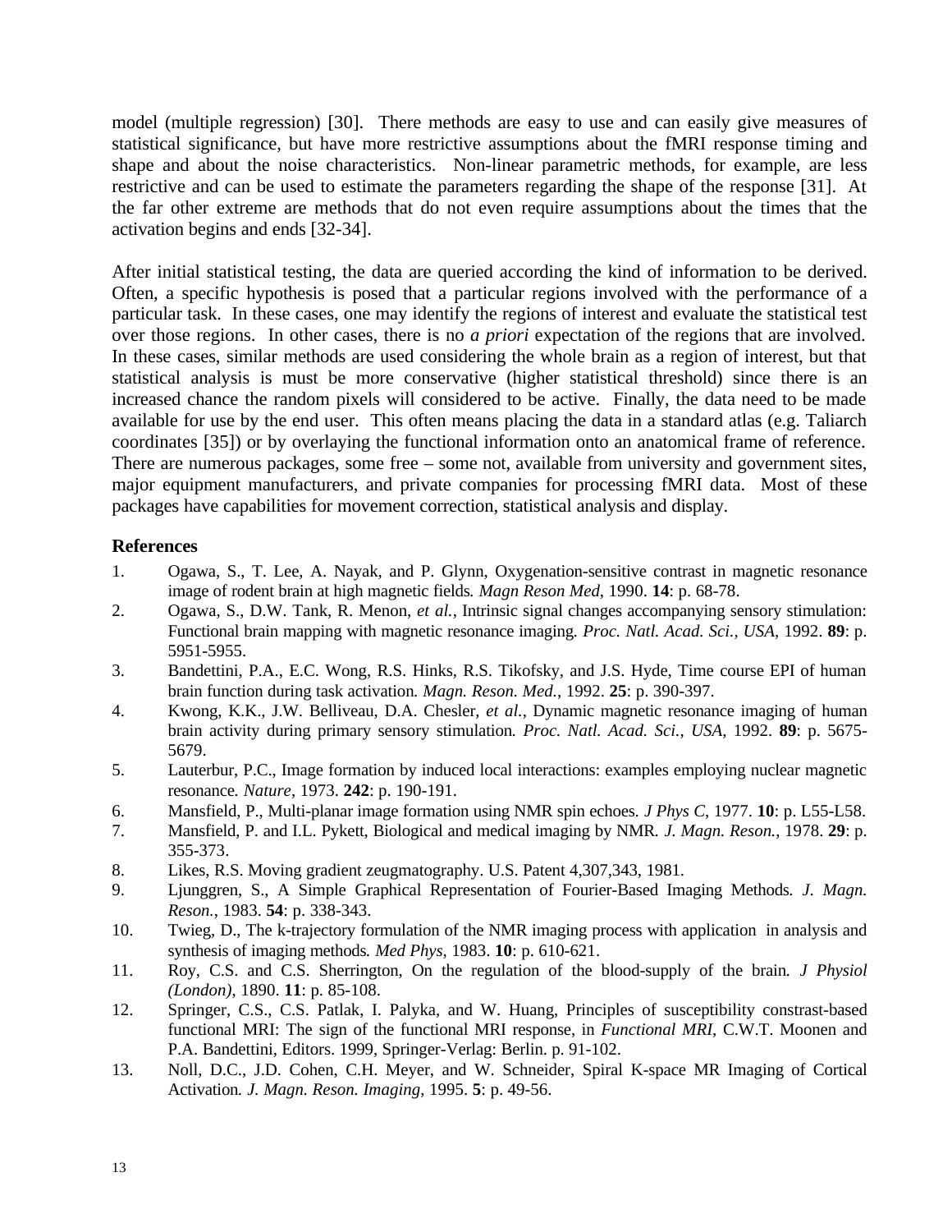model (multiple regression) [30]. There methods are easy to use and can easily give measures of statistical significance, but have more restrictive assumptions about the fMRI response timing and shape and about the noise characteristics. Non-linear parametric methods, for example, are less restrictive and can be used to estimate the parameters regarding the shape of the response [31]. At the far other extreme are methods that do not even require assumptions about the times that the activation begins and ends [32-34].

After initial statistical testing, the data are queried according the kind of information to be derived. Often, a specific hypothesis is posed that a particular regions involved with the performance of a particular task. In these cases, one may identify the regions of interest and evaluate the statistical test over those regions. In other cases, there is no *a priori* expectation of the regions that are involved. In these cases, similar methods are used considering the whole brain as a region of interest, but that statistical analysis is must be more conservative (higher statistical threshold) since there is an increased chance the random pixels will considered to be active. Finally, the data need to be made available for use by the end user. This often means placing the data in a standard atlas (e.g. Taliarch coordinates [35]) or by overlaying the functional information onto an anatomical frame of reference. There are numerous packages, some free – some not, available from university and government sites, major equipment manufacturers, and private companies for processing fMRI data. Most of these packages have capabilities for movement correction, statistical analysis and display.

**References**

1. Ogawa, S., T. Lee, A. Nayak, and P. Glynn, Oxygenation-sensitive contrast in magnetic resonance image of rodent brain at high magnetic fields. *Magn Reson Med*, 1990. **14**: p. 68-78.
2. Ogawa, S., D.W. Tank, R. Menon, *et al.*, Intrinsic signal changes accompanying sensory stimulation: Functional brain mapping with magnetic resonance imaging. *Proc. Natl. Acad. Sci., USA*, 1992. **89**: p. 5951-5955.
3. Bandettini, P.A., E.C. Wong, R.S. Hinks, R.S. Tikofsky, and J.S. Hyde, Time course EPI of human brain function during task activation. *Magn. Reson. Med.*, 1992. **25**: p. 390-397.
4. Kwong, K.K., J.W. Belliveau, D.A. Chesler, *et al.*, Dynamic magnetic resonance imaging of human brain activity during primary sensory stimulation. *Proc. Natl. Acad. Sci., USA*, 1992. **89**: p. 5675-5679.
5. Lauterbur, P.C., Image formation by induced local interactions: examples employing nuclear magnetic resonance. *Nature*, 1973. **242**: p. 190-191.
6. Mansfield, P., Multi-planar image formation using NMR spin echoes. *J Phys C*, 1977. **10**: p. L55-L58.
7. Mansfield, P. and I.L. Pykett, Biological and medical imaging by NMR. *J. Magn. Reson.*, 1978. **29**: p. 355-373.
8. Likes, R.S. Moving gradient zeugmatography. U.S. Patent 4,307,343, 1981.
9. Ljunggren, S., A Simple Graphical Representation of Fourier-Based Imaging Methods. *J. Magn. Reson.*, 1983. **54**: p. 338-343.
10. Twieg, D., The k-trajectory formulation of the NMR imaging process with application in analysis and synthesis of imaging methods. *Med Phys*, 1983. **10**: p. 610-621.
11. Roy, C.S. and C.S. Sherrington, On the regulation of the blood-supply of the brain. *J Physiol (London)*, 1890. **11**: p. 85-108.
12. Springer, C.S., C.S. Patlak, I. Palyka, and W. Huang, Principles of susceptibility constrast-based functional MRI: The sign of the functional MRI response, in *Functional MRI*, C.W.T. Moonen and P.A. Bandettini, Editors. 1999, Springer-Verlag: Berlin. p. 91-102.
13. Noll, D.C., J.D. Cohen, C.H. Meyer, and W. Schneider, Spiral K-space MR Imaging of Cortical Activation. *J. Magn. Reson. Imaging*, 1995. **5**: p. 49-56.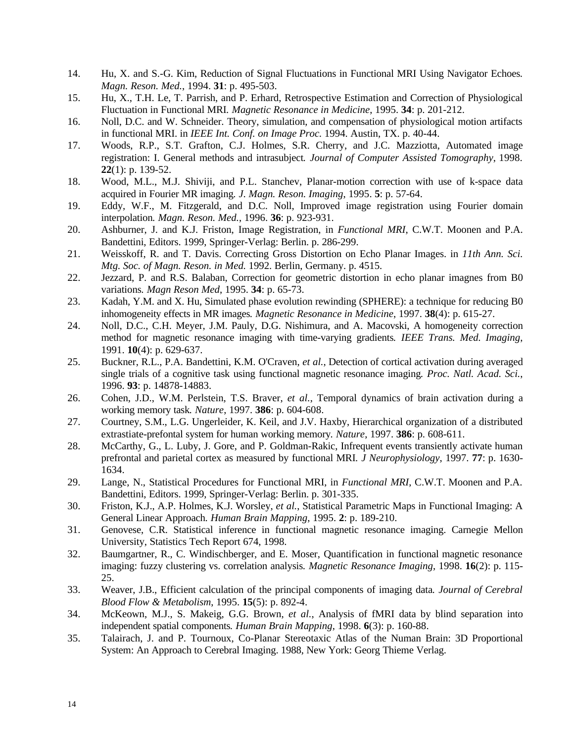14. Hu, X. and S.-G. Kim, Reduction of Signal Fluctuations in Functional MRI Using Navigator Echoes. *Magn. Reson. Med.*, 1994. **31**: p. 495-503.
15. Hu, X., T.H. Le, T. Parrish, and P. Erhard, Retrospective Estimation and Correction of Physiological Fluctuation in Functional MRI. *Magnetic Resonance in Medicine*, 1995. **34**: p. 201-212.
16. Noll, D.C. and W. Schneider. Theory, simulation, and compensation of physiological motion artifacts in functional MRI. in *IEEE Int. Conf. on Image Proc.* 1994. Austin, TX. p. 40-44.
17. Woods, R.P., S.T. Grafton, C.J. Holmes, S.R. Cherry, and J.C. Mazziotta, Automated image registration: I. General methods and intrasubject. *Journal of Computer Assisted Tomography*, 1998. **22**(1): p. 139-52.
18. Wood, M.L., M.J. Shiviji, and P.L. Stanchev, Planar-motion correction with use of k-space data acquired in Fourier MR imaging. *J. Magn. Reson. Imaging*, 1995. **5**: p. 57-64.
19. Eddy, W.F., M. Fitzgerald, and D.C. Noll, Improved image registration using Fourier domain interpolation. *Magn. Reson. Med.*, 1996. **36**: p. 923-931.
20. Ashburner, J. and K.J. Friston, Image Registration, in *Functional MRI*, C.W.T. Moonen and P.A. Bandettini, Editors. 1999, Springer-Verlag: Berlin. p. 286-299.
21. Weisskoff, R. and T. Davis. Correcting Gross Distortion on Echo Planar Images. in *11th Ann. Sci. Mtg. Soc. of Magn. Reson. in Med.* 1992. Berlin, Germany. p. 4515.
22. Jezzard, P. and R.S. Balaban, Correction for geometric distortion in echo planar imagnes from B0 variations. *Magn Reson Med*, 1995. **34**: p. 65-73.
23. Kadah, Y.M. and X. Hu, Simulated phase evolution rewinding (SPHERE): a technique for reducing B0 inhomogeneity effects in MR images. *Magnetic Resonance in Medicine*, 1997. **38**(4): p. 615-27.
24. Noll, D.C., C.H. Meyer, J.M. Pauly, D.G. Nishimura, and A. Macovski, A homogeneity correction method for magnetic resonance imaging with time-varying gradients. *IEEE Trans. Med. Imaging*, 1991. **10**(4): p. 629-637.
25. Buckner, R.L., P.A. Bandettini, K.M. O'Craven, *et al.*, Detection of cortical activation during averaged single trials of a cognitive task using functional magnetic resonance imaging. *Proc. Natl. Acad. Sci.*, 1996. **93**: p. 14878-14883.
26. Cohen, J.D., W.M. Perlstein, T.S. Braver, *et al.*, Temporal dynamics of brain activation during a working memory task. *Nature*, 1997. **386**: p. 604-608.
27. Courtney, S.M., L.G. Ungerleider, K. Keil, and J.V. Haxby, Hierarchical organization of a distributed extrastiate-prefontal system for human working memory. *Nature*, 1997. **386**: p. 608-611.
28. McCarthy, G., L. Luby, J. Gore, and P. Goldman-Rakic, Infrequent events transiently activate human prefrontal and parietal cortex as measured by functional MRI. *J Neurophysiology*, 1997. **77**: p. 1630-1634.
29. Lange, N., Statistical Procedures for Functional MRI, in *Functional MRI*, C.W.T. Moonen and P.A. Bandettini, Editors. 1999, Springer-Verlag: Berlin. p. 301-335.
30. Friston, K.J., A.P. Holmes, K.J. Worsley, *et al.*, Statistical Parametric Maps in Functional Imaging: A General Linear Approach. *Human Brain Mapping*, 1995. **2**: p. 189-210.
31. Genovese, C.R. Statistical inference in functional magnetic resonance imaging. Carnegie Mellon University, Statistics Tech Report 674, 1998.
32. Baumgartner, R., C. Windischberger, and E. Moser, Quantification in functional magnetic resonance imaging: fuzzy clustering vs. correlation analysis. *Magnetic Resonance Imaging*, 1998. **16**(2): p. 115-25.
33. Weaver, J.B., Efficient calculation of the principal components of imaging data. *Journal of Cerebral Blood Flow & Metabolism*, 1995. **15**(5): p. 892-4.
34. McKeown, M.J., S. Makeig, G.G. Brown, *et al.*, Analysis of fMRI data by blind separation into independent spatial components. *Human Brain Mapping*, 1998. **6**(3): p. 160-88.
35. Talairach, J. and P. Tournoux, Co-Planar Stereotaxic Atlas of the Numan Brain: 3D Proportional System: An Approach to Cerebral Imaging. 1988, New York: Georg Thieme Verlag.